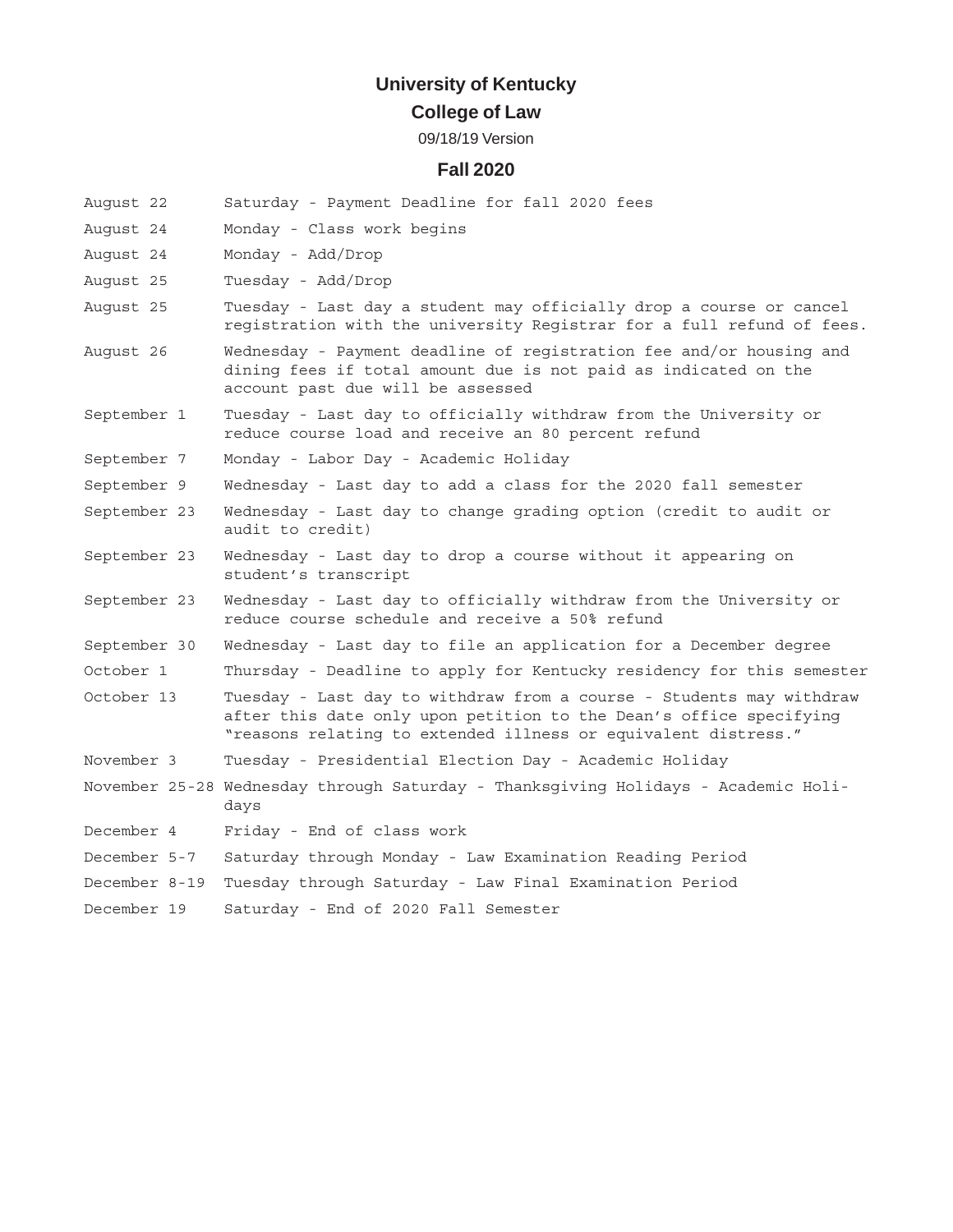# University of Kentucky

## College of Law

09/18/19 Version

## Fall 2020

| | |
|---|---|
| August 22 | Saturday - Payment Deadline for fall 2020 fees |
| August 24 | Monday - Class work begins |
| August 24 | Monday - Add/Drop |
| August 25 | Tuesday - Add/Drop |
| August 25 | Tuesday - Last day a student may officially drop a course or cancel registration with the university Registrar for a full refund of fees. |
| August 26 | Wednesday - Payment deadline of registration fee and/or housing and dining fees if total amount due is not paid as indicated on the account past due will be assessed |
| September 1 | Tuesday - Last day to officially withdraw from the University or reduce course load and receive an 80 percent refund |
| September 7 | Monday - Labor Day - Academic Holiday |
| September 9 | Wednesday - Last day to add a class for the 2020 fall semester |
| September 23 | Wednesday - Last day to change grading option (credit to audit or audit to credit) |
| September 23 | Wednesday - Last day to drop a course without it appearing on student's transcript |
| September 23 | Wednesday - Last day to officially withdraw from the University or reduce course schedule and receive a 50% refund |
| September 30 | Wednesday - Last day to file an application for a December degree |
| October 1 | Thursday - Deadline to apply for Kentucky residency for this semester |
| October 13 | Tuesday - Last day to withdraw from a course - Students may withdraw after this date only upon petition to the Dean's office specifying "reasons relating to extended illness or equivalent distress." |
| November 3 | Tuesday - Presidential Election Day - Academic Holiday |
| November 25-28 | Wednesday through Saturday - Thanksgiving Holidays - Academic Holidays |
| December 4 | Friday - End of class work |
| December 5-7 | Saturday through Monday - Law Examination Reading Period |
| December 8-19 | Tuesday through Saturday - Law Final Examination Period |
| December 19 | Saturday - End of 2020 Fall Semester |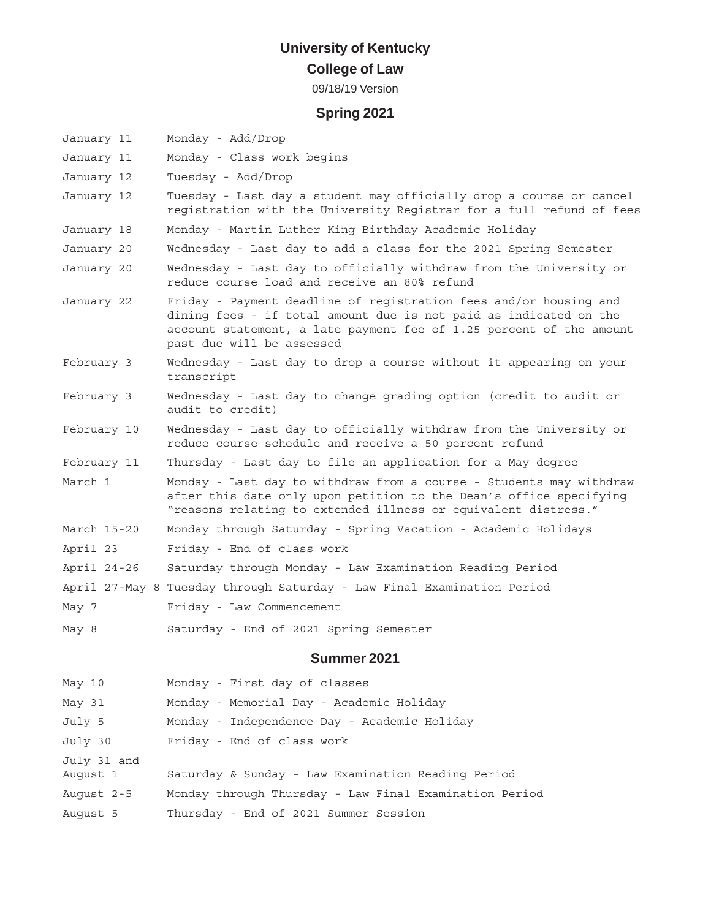# University of Kentucky

## College of Law

09/18/19 Version

## Spring 2021

| | |
|---|---|
| January 11 | Monday - Add/Drop |
| January 11 | Monday - Class work begins |
| January 12 | Tuesday - Add/Drop |
| January 12 | Tuesday - Last day a student may officially drop a course or cancel registration with the University Registrar for a full refund of fees |
| January 18 | Monday - Martin Luther King Birthday Academic Holiday |
| January 20 | Wednesday - Last day to add a class for the 2021 Spring Semester |
| January 20 | Wednesday - Last day to officially withdraw from the University or reduce course load and receive an 80% refund |
| January 22 | Friday - Payment deadline of registration fees and/or housing and dining fees - if total amount due is not paid as indicated on the account statement, a late payment fee of 1.25 percent of the amount past due will be assessed |
| February 3 | Wednesday - Last day to drop a course without it appearing on your transcript |
| February 3 | Wednesday - Last day to change grading option (credit to audit or audit to credit) |
| February 10 | Wednesday - Last day to officially withdraw from the University or reduce course schedule and receive a 50 percent refund |
| February 11 | Thursday - Last day to file an application for a May degree |
| March 1 | Monday - Last day to withdraw from a course - Students may withdraw after this date only upon petition to the Dean's office specifying "reasons relating to extended illness or equivalent distress." |
| March 15-20 | Monday through Saturday - Spring Vacation - Academic Holidays |
| April 23 | Friday - End of class work |
| April 24-26 | Saturday through Monday - Law Examination Reading Period |
| April 27-May 8 | Tuesday through Saturday - Law Final Examination Period |
| May 7 | Friday - Law Commencement |
| May 8 | Saturday - End of 2021 Spring Semester |

## Summer 2021

| | |
|---|---|
| May 10 | Monday - First day of classes |
| May 31 | Monday - Memorial Day - Academic Holiday |
| July 5 | Monday - Independence Day - Academic Holiday |
| July 30 | Friday - End of class work |
| July 31 and August 1 | Saturday & Sunday - Law Examination Reading Period |
| August 2-5 | Monday through Thursday - Law Final Examination Period |
| August 5 | Thursday - End of 2021 Summer Session |